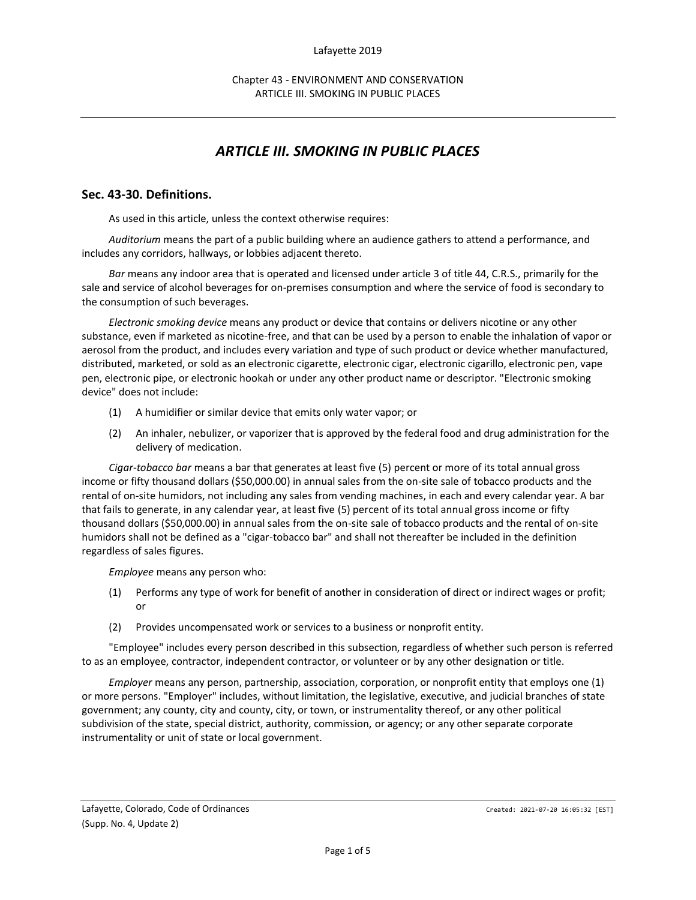# ARTICLE III. SMOKING IN PUBLIC PLACES

## Sec. 43-30. Definitions.

As used in this article, unless the context otherwise requires:

*Auditorium* means the part of a public building where an audience gathers to attend a performance, and includes any corridors, hallways, or lobbies adjacent thereto.

*Bar* means any indoor area that is operated and licensed under article 3 of title 44, C.R.S., primarily for the sale and service of alcohol beverages for on-premises consumption and where the service of food is secondary to the consumption of such beverages.

*Electronic smoking device* means any product or device that contains or delivers nicotine or any other substance, even if marketed as nicotine-free, and that can be used by a person to enable the inhalation of vapor or aerosol from the product, and includes every variation and type of such product or device whether manufactured, distributed, marketed, or sold as an electronic cigarette, electronic cigar, electronic cigarillo, electronic pen, vape pen, electronic pipe, or electronic hookah or under any other product name or descriptor. "Electronic smoking device" does not include:

(1) A humidifier or similar device that emits only water vapor; or

(2) An inhaler, nebulizer, or vaporizer that is approved by the federal food and drug administration for the delivery of medication.

*Cigar-tobacco bar* means a bar that generates at least five (5) percent or more of its total annual gross income or fifty thousand dollars ($50,000.00) in annual sales from the on-site sale of tobacco products and the rental of on-site humidors, not including any sales from vending machines, in each and every calendar year. A bar that fails to generate, in any calendar year, at least five (5) percent of its total annual gross income or fifty thousand dollars ($50,000.00) in annual sales from the on-site sale of tobacco products and the rental of on-site humidors shall not be defined as a "cigar-tobacco bar" and shall not thereafter be included in the definition regardless of sales figures.

*Employee* means any person who:

(1) Performs any type of work for benefit of another in consideration of direct or indirect wages or profit; or

(2) Provides uncompensated work or services to a business or nonprofit entity.

"Employee" includes every person described in this subsection, regardless of whether such person is referred to as an employee, contractor, independent contractor, or volunteer or by any other designation or title.

*Employer* means any person, partnership, association, corporation, or nonprofit entity that employs one (1) or more persons. "Employer" includes, without limitation, the legislative, executive, and judicial branches of state government; any county, city and county, city, or town, or instrumentality thereof, or any other political subdivision of the state, special district, authority, commission, or agency; or any other separate corporate instrumentality or unit of state or local government.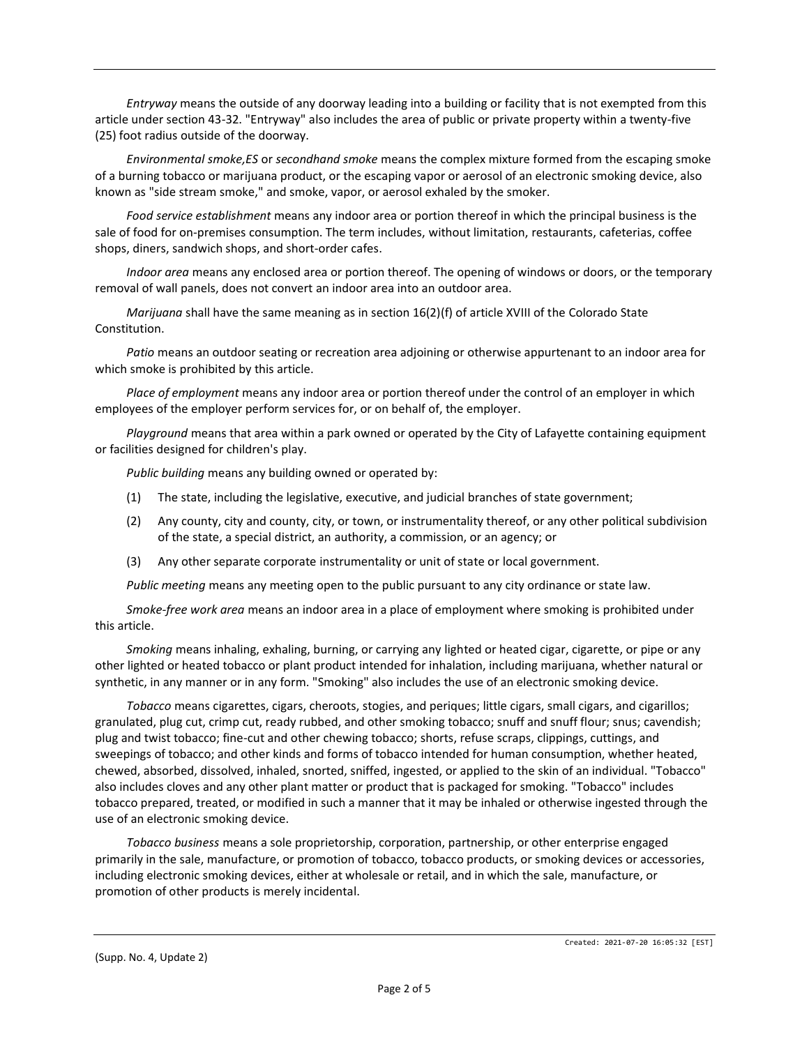*Entryway* means the outside of any doorway leading into a building or facility that is not exempted from this article under section 43-32. "Entryway" also includes the area of public or private property within a twenty-five (25) foot radius outside of the doorway.

*Environmental smoke,ES* or *secondhand smoke* means the complex mixture formed from the escaping smoke of a burning tobacco or marijuana product, or the escaping vapor or aerosol of an electronic smoking device, also known as "side stream smoke," and smoke, vapor, or aerosol exhaled by the smoker.

*Food service establishment* means any indoor area or portion thereof in which the principal business is the sale of food for on-premises consumption. The term includes, without limitation, restaurants, cafeterias, coffee shops, diners, sandwich shops, and short-order cafes.

*Indoor area* means any enclosed area or portion thereof. The opening of windows or doors, or the temporary removal of wall panels, does not convert an indoor area into an outdoor area.

*Marijuana* shall have the same meaning as in section 16(2)(f) of article XVIII of the Colorado State Constitution.

*Patio* means an outdoor seating or recreation area adjoining or otherwise appurtenant to an indoor area for which smoke is prohibited by this article.

*Place of employment* means any indoor area or portion thereof under the control of an employer in which employees of the employer perform services for, or on behalf of, the employer.

*Playground* means that area within a park owned or operated by the City of Lafayette containing equipment or facilities designed for children's play.

*Public building* means any building owned or operated by:

(1) The state, including the legislative, executive, and judicial branches of state government;

(2) Any county, city and county, city, or town, or instrumentality thereof, or any other political subdivision of the state, a special district, an authority, a commission, or an agency; or

(3) Any other separate corporate instrumentality or unit of state or local government.

*Public meeting* means any meeting open to the public pursuant to any city ordinance or state law.

*Smoke-free work area* means an indoor area in a place of employment where smoking is prohibited under this article.

*Smoking* means inhaling, exhaling, burning, or carrying any lighted or heated cigar, cigarette, or pipe or any other lighted or heated tobacco or plant product intended for inhalation, including marijuana, whether natural or synthetic, in any manner or in any form. "Smoking" also includes the use of an electronic smoking device.

*Tobacco* means cigarettes, cigars, cheroots, stogies, and periques; little cigars, small cigars, and cigarillos; granulated, plug cut, crimp cut, ready rubbed, and other smoking tobacco; snuff and snuff flour; snus; cavendish; plug and twist tobacco; fine-cut and other chewing tobacco; shorts, refuse scraps, clippings, cuttings, and sweepings of tobacco; and other kinds and forms of tobacco intended for human consumption, whether heated, chewed, absorbed, dissolved, inhaled, snorted, sniffed, ingested, or applied to the skin of an individual. "Tobacco" also includes cloves and any other plant matter or product that is packaged for smoking. "Tobacco" includes tobacco prepared, treated, or modified in such a manner that it may be inhaled or otherwise ingested through the use of an electronic smoking device.

*Tobacco business* means a sole proprietorship, corporation, partnership, or other enterprise engaged primarily in the sale, manufacture, or promotion of tobacco, tobacco products, or smoking devices or accessories, including electronic smoking devices, either at wholesale or retail, and in which the sale, manufacture, or promotion of other products is merely incidental.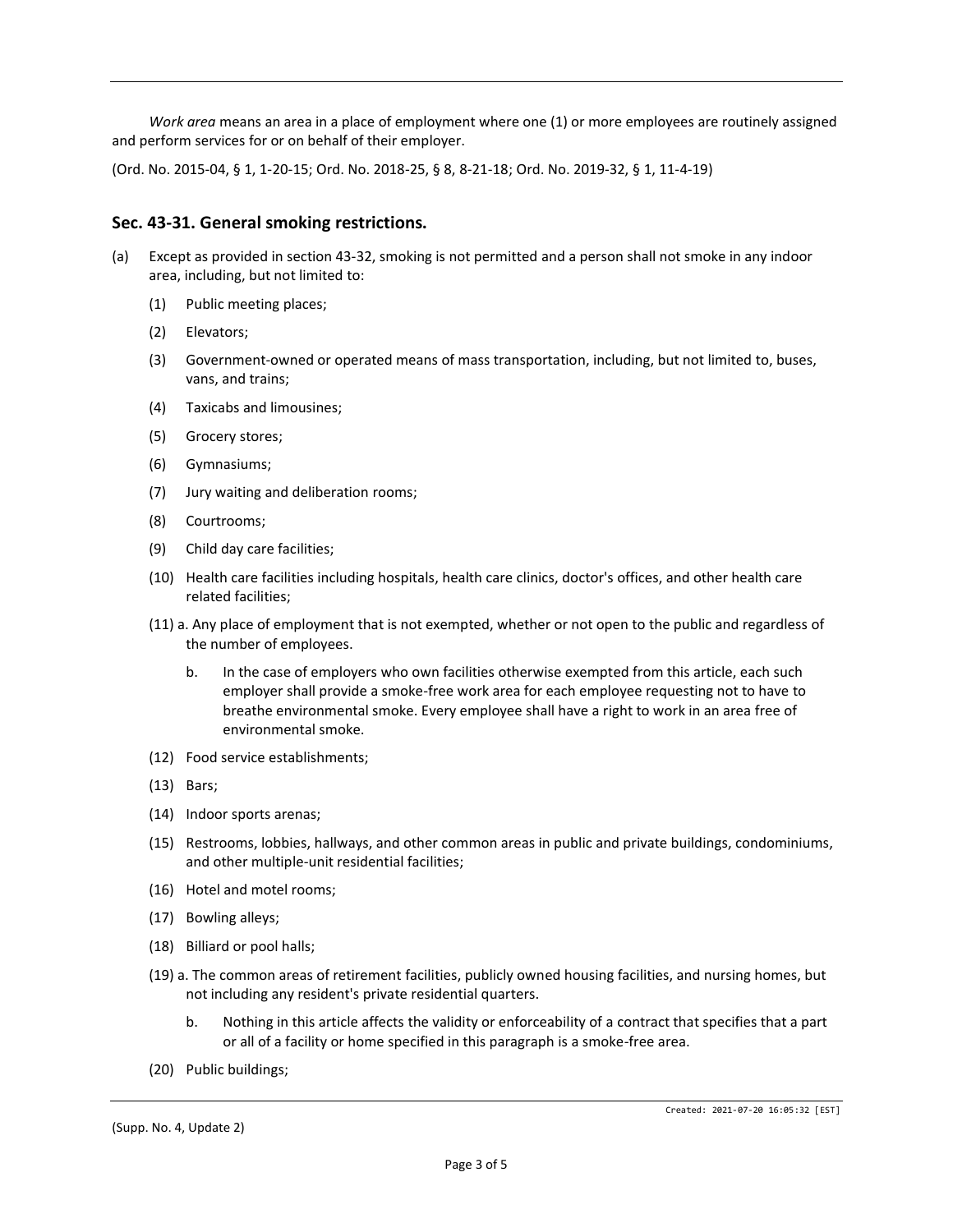*Work area* means an area in a place of employment where one (1) or more employees are routinely assigned and perform services for or on behalf of their employer.

(Ord. No. 2015-04, § 1, 1-20-15; Ord. No. 2018-25, § 8, 8-21-18; Ord. No. 2019-32, § 1, 11-4-19)

## Sec. 43-31. General smoking restrictions.

(a) Except as provided in section 43-32, smoking is not permitted and a person shall not smoke in any indoor area, including, but not limited to:

   (1) Public meeting places;

   (2) Elevators;

   (3) Government-owned or operated means of mass transportation, including, but not limited to, buses, vans, and trains;

   (4) Taxicabs and limousines;

   (5) Grocery stores;

   (6) Gymnasiums;

   (7) Jury waiting and deliberation rooms;

   (8) Courtrooms;

   (9) Child day care facilities;

   (10) Health care facilities including hospitals, health care clinics, doctor's offices, and other health care related facilities;

   (11) a. Any place of employment that is not exempted, whether or not open to the public and regardless of the number of employees.

      b. In the case of employers who own facilities otherwise exempted from this article, each such employer shall provide a smoke-free work area for each employee requesting not to have to breathe environmental smoke. Every employee shall have a right to work in an area free of environmental smoke.

   (12) Food service establishments;

   (13) Bars;

   (14) Indoor sports arenas;

   (15) Restrooms, lobbies, hallways, and other common areas in public and private buildings, condominiums, and other multiple-unit residential facilities;

   (16) Hotel and motel rooms;

   (17) Bowling alleys;

   (18) Billiard or pool halls;

   (19) a. The common areas of retirement facilities, publicly owned housing facilities, and nursing homes, but not including any resident's private residential quarters.

      b. Nothing in this article affects the validity or enforceability of a contract that specifies that a part or all of a facility or home specified in this paragraph is a smoke-free area.

   (20) Public buildings;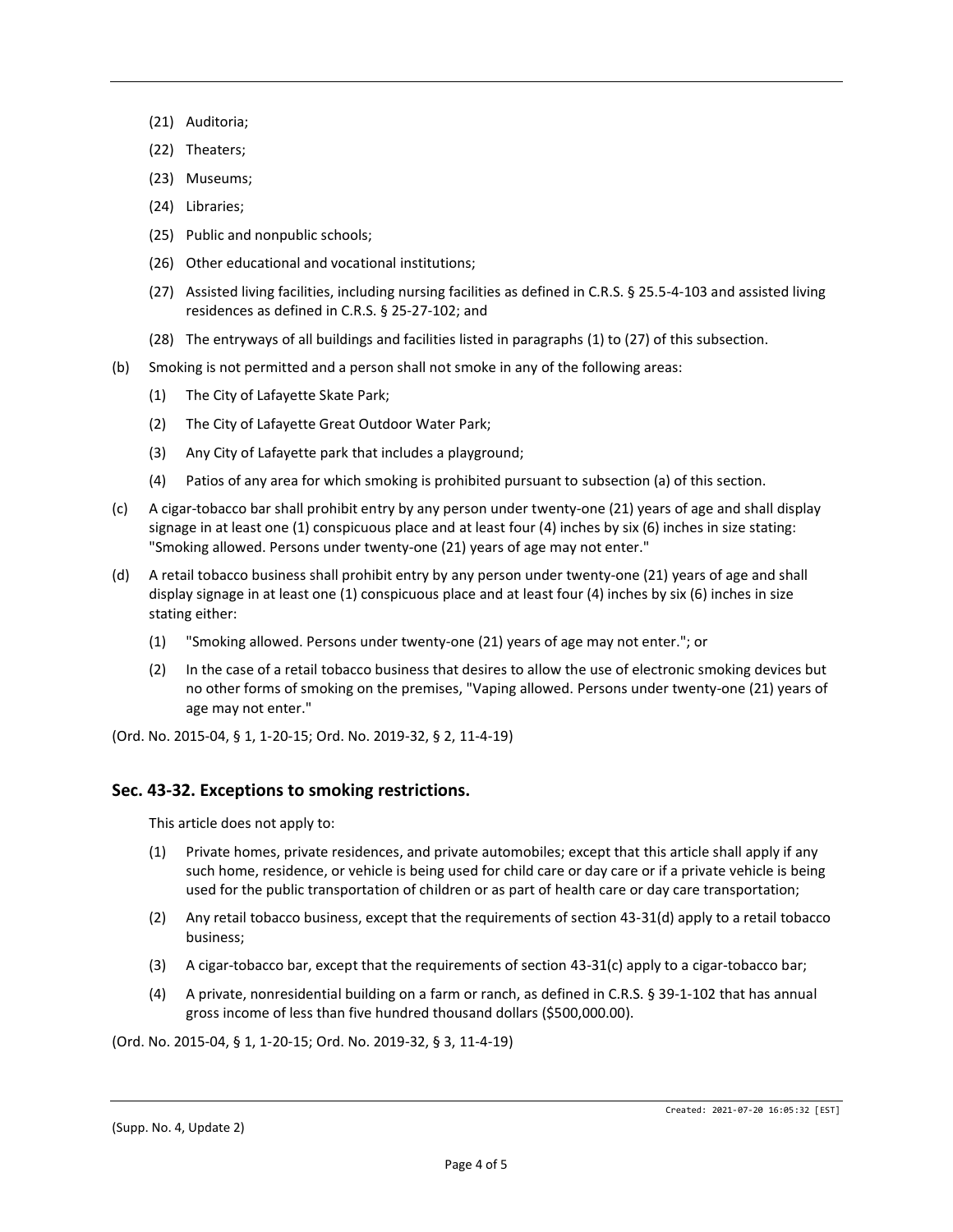(21) Auditoria;

(22) Theaters;

(23) Museums;

(24) Libraries;

(25) Public and nonpublic schools;

(26) Other educational and vocational institutions;

(27) Assisted living facilities, including nursing facilities as defined in C.R.S. § 25.5-4-103 and assisted living residences as defined in C.R.S. § 25-27-102; and

(28) The entryways of all buildings and facilities listed in paragraphs (1) to (27) of this subsection.

(b) Smoking is not permitted and a person shall not smoke in any of the following areas:

(1) The City of Lafayette Skate Park;

(2) The City of Lafayette Great Outdoor Water Park;

(3) Any City of Lafayette park that includes a playground;

(4) Patios of any area for which smoking is prohibited pursuant to subsection (a) of this section.

(c) A cigar-tobacco bar shall prohibit entry by any person under twenty-one (21) years of age and shall display signage in at least one (1) conspicuous place and at least four (4) inches by six (6) inches in size stating: "Smoking allowed. Persons under twenty-one (21) years of age may not enter."

(d) A retail tobacco business shall prohibit entry by any person under twenty-one (21) years of age and shall display signage in at least one (1) conspicuous place and at least four (4) inches by six (6) inches in size stating either:

(1) "Smoking allowed. Persons under twenty-one (21) years of age may not enter."; or

(2) In the case of a retail tobacco business that desires to allow the use of electronic smoking devices but no other forms of smoking on the premises, "Vaping allowed. Persons under twenty-one (21) years of age may not enter."

(Ord. No. 2015-04, § 1, 1-20-15; Ord. No. 2019-32, § 2, 11-4-19)

## Sec. 43-32. Exceptions to smoking restrictions.

This article does not apply to:

(1) Private homes, private residences, and private automobiles; except that this article shall apply if any such home, residence, or vehicle is being used for child care or day care or if a private vehicle is being used for the public transportation of children or as part of health care or day care transportation;

(2) Any retail tobacco business, except that the requirements of section 43-31(d) apply to a retail tobacco business;

(3) A cigar-tobacco bar, except that the requirements of section 43-31(c) apply to a cigar-tobacco bar;

(4) A private, nonresidential building on a farm or ranch, as defined in C.R.S. § 39-1-102 that has annual gross income of less than five hundred thousand dollars ($500,000.00).

(Ord. No. 2015-04, § 1, 1-20-15; Ord. No. 2019-32, § 3, 11-4-19)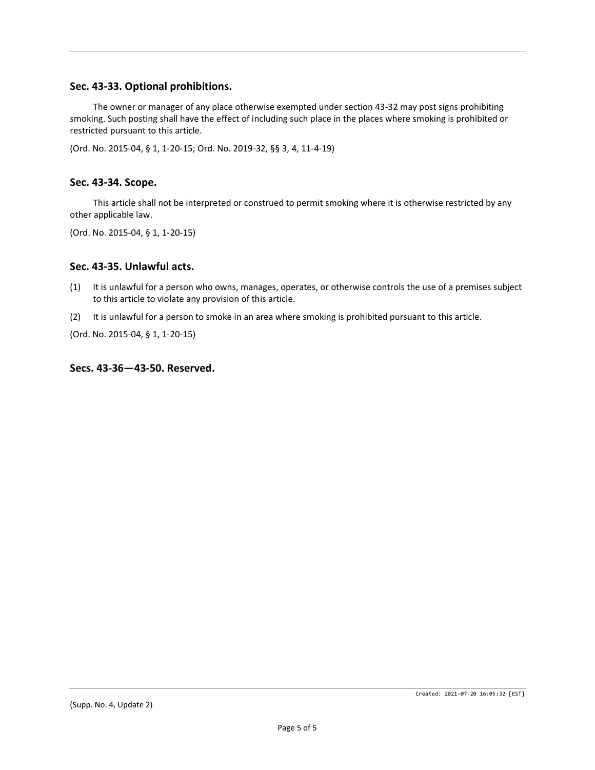### Sec. 43-33. Optional prohibitions.

The owner or manager of any place otherwise exempted under section 43-32 may post signs prohibiting smoking. Such posting shall have the effect of including such place in the places where smoking is prohibited or restricted pursuant to this article.

(Ord. No. 2015-04, § 1, 1-20-15; Ord. No. 2019-32, §§ 3, 4, 11-4-19)

### Sec. 43-34. Scope.

This article shall not be interpreted or construed to permit smoking where it is otherwise restricted by any other applicable law.

(Ord. No. 2015-04, § 1, 1-20-15)

### Sec. 43-35. Unlawful acts.

(1) It is unlawful for a person who owns, manages, operates, or otherwise controls the use of a premises subject to this article to violate any provision of this article.

(2) It is unlawful for a person to smoke in an area where smoking is prohibited pursuant to this article.

(Ord. No. 2015-04, § 1, 1-20-15)

### Secs. 43-36—43-50. Reserved.